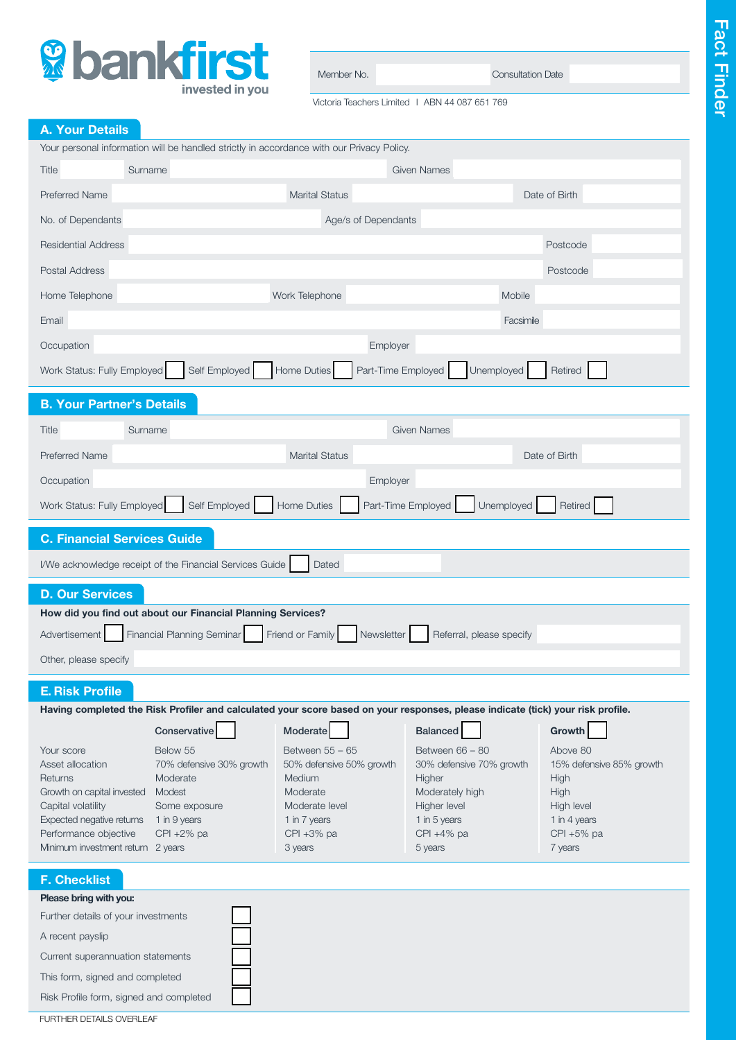**bankfirst** invested in you

Fact Finder

Member No. | Consultation Date

Victoria Teachers Limited | ABN 44 087 651 769

## A. Your Details

Your personal information will be handled strictly in accordance with our Privacy Policy.

Title | Surname | Given Names

Preferred Name | Marital Status | Date of Birth

No. of Dependants | Age/s of Dependants

Residential Address | Postcode

Postal Address | Postcode

Home Telephone | Work Telephone | Mobile

Email | Facsimile

Occupation | Employer

Work Status: Fully Employed ☐ Self Employed ☐ Home Duties ☐ Part-Time Employed ☐ Unemployed ☐ Retired ☐

## B. Your Partner's Details

Title | Surname | Given Names

Preferred Name | Marital Status | Date of Birth

Occupation | Employer

Work Status: Fully Employed ☐ Self Employed ☐ Home Duties ☐ Part-Time Employed ☐ Unemployed ☐ Retired ☐

## C. Financial Services Guide

I/We acknowledge receipt of the Financial Services Guide ☐ Dated

## D. Our Services

**How did you find out about our Financial Planning Services?**

Advertisement ☐ Financial Planning Seminar ☐ Friend or Family ☐ Newsletter ☐ Referral, please specify

Other, please specify

## E. Risk Profile

**Having completed the Risk Profiler and calculated your score based on your responses, please indicate (tick) your risk profile.**

| | **Conservative** ☐ | **Moderate** ☐ | **Balanced** ☐ | **Growth** ☐ |
|---|---|---|---|---|
| Your score | Below 55 | Between 55 – 65 | Between 66 – 80 | Above 80 |
| Asset allocation | 70% defensive 30% growth | 50% defensive 50% growth | 30% defensive 70% growth | 15% defensive 85% growth |
| Returns | Moderate | Medium | Higher | High |
| Growth on capital invested | Modest | Moderate | Moderately high | High |
| Capital volatility | Some exposure | Moderate level | Higher level | High level |
| Expected negative returns | 1 in 9 years | 1 in 7 years | 1 in 5 years | 1 in 4 years |
| Performance objective | CPI +2% pa | CPI +3% pa | CPI +4% pa | CPI +5% pa |
| Minimum investment return | 2 years | 3 years | 5 years | 7 years |

## F. Checklist

**Please bring with you:**

- Further details of your investments ☐
- A recent payslip ☐
- Current superannuation statements ☐
- This form, signed and completed ☐
- Risk Profile form, signed and completed ☐

FURTHER DETAILS OVERLEAF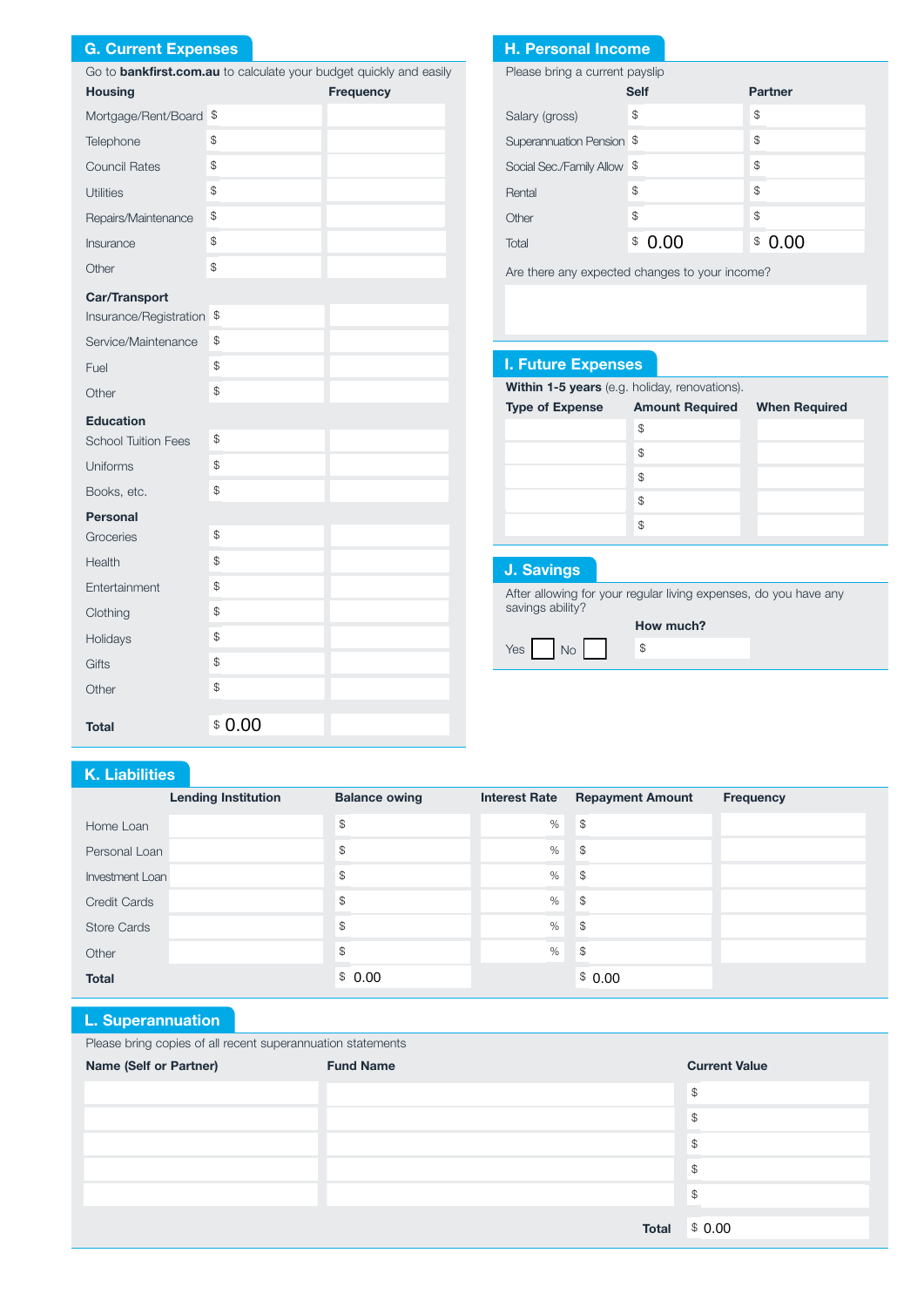## G. Current Expenses

Go to **bankfirst.com.au** to calculate your budget quickly and easily

| Housing | | Frequency |
|---|---|---|
| Mortgage/Rent/Board | $ | |
| Telephone | $ | |
| Council Rates | $ | |
| Utilities | $ | |
| Repairs/Maintenance | $ | |
| Insurance | $ | |
| Other | $ | |
| **Car/Transport** | | |
| Insurance/Registration | $ | |
| Service/Maintenance | $ | |
| Fuel | $ | |
| Other | $ | |
| **Education** | | |
| School Tuition Fees | $ | |
| Uniforms | $ | |
| Books, etc. | $ | |
| **Personal** | | |
| Groceries | $ | |
| Health | $ | |
| Entertainment | $ | |
| Clothing | $ | |
| Holidays | $ | |
| Gifts | $ | |
| Other | $ | |
| **Total** | $ 0.00 | |

## H. Personal Income

Please bring a current payslip

| | Self | Partner |
|---|---|---|
| Salary (gross) | $ | $ |
| Superannuation Pension | $ | $ |
| Social Sec./Family Allow | $ | $ |
| Rental | $ | $ |
| Other | $ | $ |
| Total | $ 0.00 | $ 0.00 |

Are there any expected changes to your income?

## I. Future Expenses

**Within 1-5 years** (e.g. holiday, renovations).

| Type of Expense | Amount Required | When Required |
|---|---|---|
| | $ | |
| | $ | |
| | $ | |
| | $ | |
| | $ | |

## J. Savings

After allowing for your regular living expenses, do you have any savings ability?

Yes ☐ No ☐

**How much?** $

## K. Liabilities

| | Lending Institution | Balance owing | Interest Rate | Repayment Amount | Frequency |
|---|---|---|---|---|---|
| Home Loan | | $ | % | $ | |
| Personal Loan | | $ | % | $ | |
| Investment Loan | | $ | % | $ | |
| Credit Cards | | $ | % | $ | |
| Store Cards | | $ | % | $ | |
| Other | | $ | % | $ | |
| **Total** | | $ 0.00 | | $ 0.00 | |

## L. Superannuation

Please bring copies of all recent superannuation statements

| Name (Self or Partner) | Fund Name | Current Value |
|---|---|---|
| | | $ |
| | | $ |
| | | $ |
| | | $ |
| | | $ |
| | **Total** | $ 0.00 |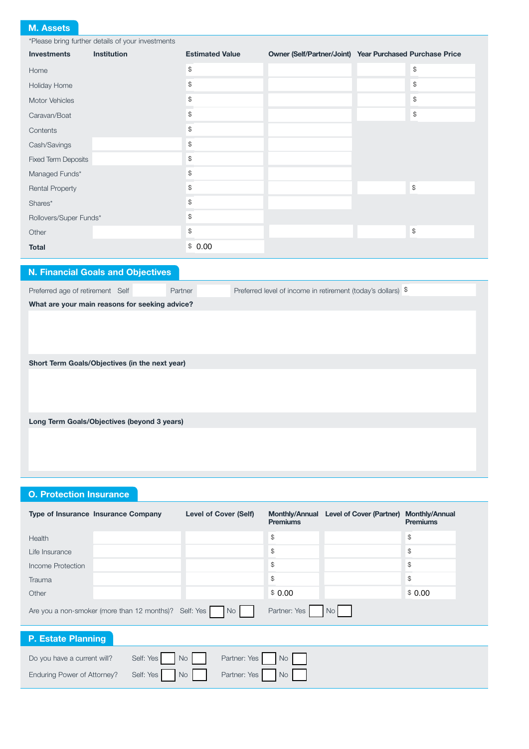## M. Assets

*Please bring further details of your investments

| Investments | Institution | Estimated Value | Owner (Self/Partner/Joint) | Year Purchased | Purchase Price |
|---|---|---|---|---|---|
| Home | | $ | | | $ |
| Holiday Home | | $ | | | $ |
| Motor Vehicles | | $ | | | $ |
| Caravan/Boat | | $ | | | $ |
| Contents | | $ | | | |
| Cash/Savings | | $ | | | |
| Fixed Term Deposits | | $ | | | |
| Managed Funds* | | $ | | | |
| Rental Property | | $ | | | $ |
| Shares* | | $ | | | |
| Rollovers/Super Funds* | | $ | | | |
| Other | | $ | | | $ |
| **Total** | | $ 0.00 | | | |

## N. Financial Goals and Objectives

Preferred age of retirement Self ______ Partner ______ Preferred level of income in retirement (today's dollars) $

**What are your main reasons for seeking advice?**

**Short Term Goals/Objectives (in the next year)**

**Long Term Goals/Objectives (beyond 3 years)**

## O. Protection Insurance

| Type of Insurance | Insurance Company | Level of Cover (Self) | Monthly/Annual Premiums | Level of Cover (Partner) | Monthly/Annual Premiums |
|---|---|---|---|---|---|
| Health | | | $ | | $ |
| Life Insurance | | | $ | | $ |
| Income Protection | | | $ | | $ |
| Trauma | | | $ | | $ |
| Other | | | $ 0.00 | | $ 0.00 |

Are you a non-smoker (more than 12 months)? Self: Yes ☐ No ☐ Partner: Yes ☐ No ☐

## P. Estate Planning

Do you have a current will? Self: Yes ☐ No ☐ Partner: Yes ☐ No ☐

Enduring Power of Attorney? Self: Yes ☐ No ☐ Partner: Yes ☐ No ☐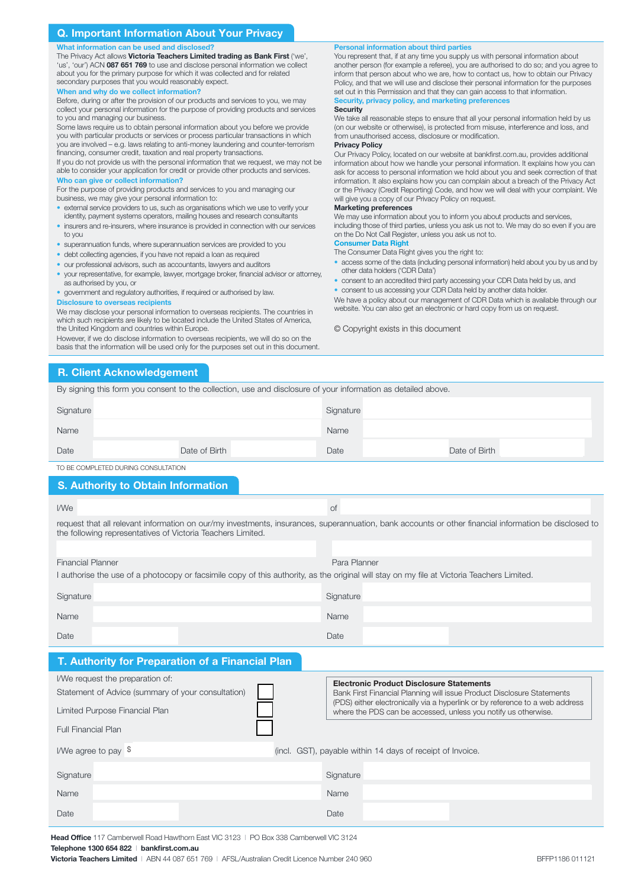## Q. Important Information About Your Privacy

**What information can be used and disclosed?**

The Privacy Act allows **Victoria Teachers Limited trading as Bank First** ('we', 'us', 'our') ACN **087 651 769** to use and disclose personal information we collect about you for the primary purpose for which it was collected and for related secondary purposes that you would reasonably expect.

**When and why do we collect information?**

Before, during or after the provision of our products and services to you, we may collect your personal information for the purpose of providing products and services to you and managing our business.

Some laws require us to obtain personal information about you before we provide you with particular products or services or process particular transactions in which you are involved – e.g. laws relating to anti-money laundering and counter-terrorism financing, consumer credit, taxation and real property transactions.

If you do not provide us with the personal information that we request, we may not be able to consider your application for credit or provide other products and services.

**Who can give or collect information?**

For the purpose of providing products and services to you and managing our business, we may give your personal information to:

- external service providers to us, such as organisations which we use to verify your identity, payment systems operators, mailing houses and research consultants
- insurers and re-insurers, where insurance is provided in connection with our services to you
- superannuation funds, where superannuation services are provided to you
- debt collecting agencies, if you have not repaid a loan as required
- our professional advisors, such as accountants, lawyers and auditors
- your representative, for example, lawyer, mortgage broker, financial advisor or attorney, as authorised by you, or
- government and regulatory authorities, if required or authorised by law.

**Disclosure to overseas recipients**

We may disclose your personal information to overseas recipients. The countries in which such recipients are likely to be located include the United States of America, the United Kingdom and countries within Europe.

However, if we do disclose information to overseas recipients, we will do so on the basis that the information will be used only for the purposes set out in this document.

**Personal information about third parties**

You represent that, if at any time you supply us with personal information about another person (for example a referee), you are authorised to do so; and you agree to inform that person about who we are, how to contact us, how to obtain our Privacy Policy, and that we will use and disclose their personal information for the purposes set out in this Permission and that they can gain access to that information.

**Security, privacy policy, and marketing preferences**

**Security**

We take all reasonable steps to ensure that all your personal information held by us (on our website or otherwise), is protected from misuse, interference and loss, and from unauthorised access, disclosure or modification.

**Privacy Policy**

Our Privacy Policy, located on our website at bankfirst.com.au, provides additional information about how we handle your personal information. It explains how you can ask for access to personal information we hold about you and seek correction of that information. It also explains how you can complain about a breach of the Privacy Act or the Privacy (Credit Reporting) Code, and how we will deal with your complaint. We will give you a copy of our Privacy Policy on request.

**Marketing preferences**

We may use information about you to inform you about products and services, including those of third parties, unless you ask us not to. We may do so even if you are on the Do Not Call Register, unless you ask us not to.

**Consumer Data Right**

The Consumer Data Right gives you the right to:

- access some of the data (including personal information) held about you by us and by other data holders ('CDR Data')
- consent to an accredited third party accessing your CDR Data held by us, and
- consent to us accessing your CDR Data held by another data holder.

We have a policy about our management of CDR Data which is available through our website. You can also get an electronic or hard copy from us on request.

© Copyright exists in this document

## R. Client Acknowledgement

By signing this form you consent to the collection, use and disclosure of your information as detailed above.

Signature ____________________ Signature ____________________

Name ____________________ Name ____________________

Date __________ Date of Birth __________ Date __________ Date of Birth __________

TO BE COMPLETED DURING CONSULTATION

## S. Authority to Obtain Information

I/We ____________________ of ____________________

request that all relevant information on our/my investments, insurances, superannuation, bank accounts or other financial information be disclosed to the following representatives of Victoria Teachers Limited.

____________________ ____________________

Financial Planner Para Planner

I authorise the use of a photocopy or facsimile copy of this authority, as the original will stay on my file at Victoria Teachers Limited.

Signature ____________________ Signature ____________________

Name ____________________ Name ____________________

Date __________ Date __________

## T. Authority for Preparation of a Financial Plan

I/We request the preparation of:

- Statement of Advice (summary of your consultation) ☐
- Limited Purpose Financial Plan ☐
- Full Financial Plan ☐

**Electronic Product Disclosure Statements**

Bank First Financial Planning will issue Product Disclosure Statements (PDS) either electronically via a hyperlink or by reference to a web address where the PDS can be accessed, unless you notify us otherwise.

I/We agree to pay $ __________ (incl. GST), payable within 14 days of receipt of Invoice.

Signature ____________________ Signature ____________________

Name ____________________ Name ____________________

Date __________ Date __________

**Head Office** 117 Camberwell Road Hawthorn East VIC 3123 | PO Box 338 Camberwell VIC 3124
**Telephone 1300 654 822** | **bankfirst.com.au**
**Victoria Teachers Limited** | ABN 44 087 651 769 | AFSL/Australian Credit Licence Number 240 960

BFFP1186 011121